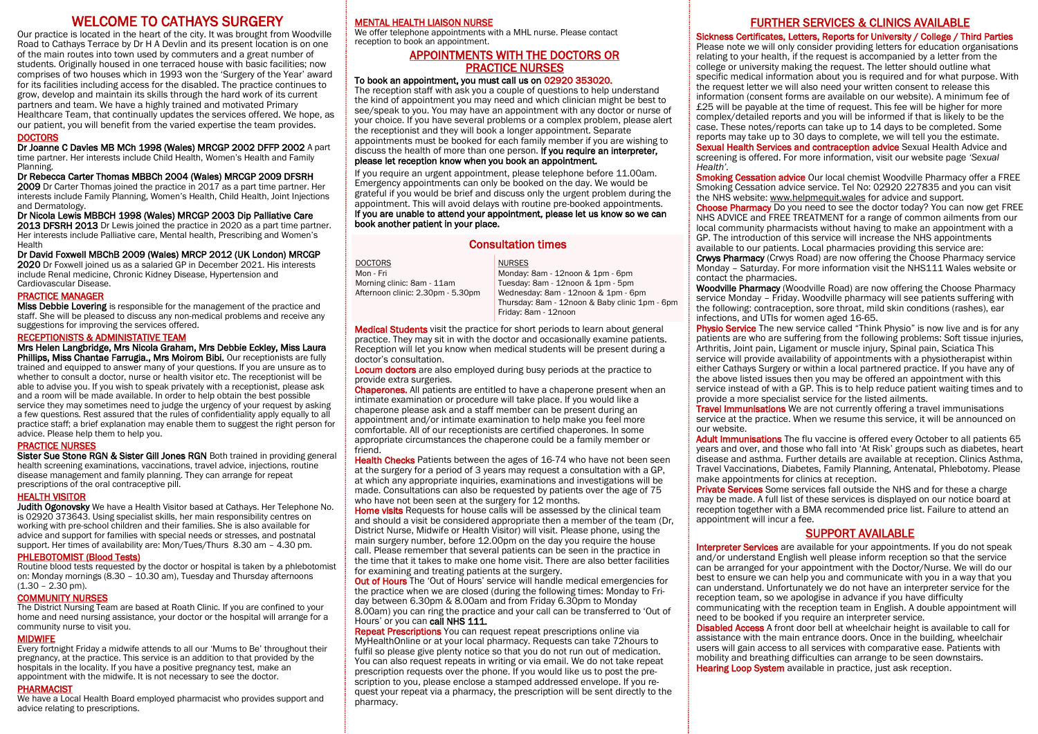# WELCOME TO CATHAYS SURGERY

Our practice is located in the heart of the city. It was brought from Woodville Road to Cathays Terrace by Dr H A Devlin and its present location is on one of the main routes into town used by commuters and a great number of students. Originally housed in one terraced house with basic facilities; now comprises of two houses which in 1993 won the 'Surgery of the Year' award for its facilities including access for the disabled. The practice continues to grow, develop and maintain its skills through the hard work of its current partners and team. We have a highly trained and motivated Primary Healthcare Team, that continually updates the services offered. We hope, as our patient, you will benefit from the varied expertise the team provides.

## DOCTORS

**Dr Joanne C Davies MB MCh 1998 (Wales) MRCGP 2002 DFFP 2002** A part time partner. Her interests include Child Health, Women's Health and Family Planning.

**Dr Rebecca Carter Thomas MBBCh 2004 (Wales) MRCGP 2009 DFSRH 2009** Dr Carter Thomas joined the practice in 2017 as a part time partner. Her interests include Family Planning, Women's Health, Child Health, Joint Injections and Dermatology.

**Dr Nicola Lewis MBBCH 1998 (Wales) MRCGP 2003 Dip Palliative Care 2013 DFSRH 2013** Dr Lewis joined the practice in 2020 as a part time partner. Her interests include Palliative care, Mental health, Prescribing and Women's Health

**Dr David Foxwell MBChB 2009 (Wales) MRCP 2012 (UK London) MRCGP 2020** Dr Foxwell joined us as a salaried GP in December 2021. His interests include Renal medicine, Chronic Kidney Disease, Hypertension and Cardiovascular Disease.

## PRACTICE MANAGER

**Miss Debbie Lovering** is responsible for the management of the practice and staff. She will be pleased to discuss any non-medical problems and receive any suggestions for improving the services offered.

## RECEPTIONISTS & ADMINISTATIVE TEAM

**Mrs Helen Langbridge, Mrs Nicola Graham, Mrs Debbie Eckley, Miss Laura Phillips, Miss Chantae Farrugia., Mrs Moirom Bibi.** Our receptionists are fully trained and equipped to answer many of your questions. If you are unsure as to whether to consult a doctor, nurse or health visitor etc. The receptionist will be able to advise you. If you wish to speak privately with a receptionist, please ask and a room will be made available. In order to help obtain the best possible service they may sometimes need to judge the urgency of your request by asking a few questions. Rest assured that the rules of confidentiality apply equally to all practice staff; a brief explanation may enable them to suggest the right person for advice. Please help them to help you.

## PRACTICE NURSES

**Sister Sue Stone RGN & Sister Gill Jones RGN** Both trained in providing general health screening examinations, vaccinations, travel advice, injections, routine disease management and family planning. They can arrange for repeat prescriptions of the oral contraceptive pill.

## HEALTH VISITOR

**Judith Ogonovsky** We have a Health Visitor based at Cathays. Her Telephone No. is 02920 373643. Using specialist skills, her main responsibility centres on working with pre-school children and their families. She is also available for advice and support for families with special needs or stresses, and postnatal support. Her times of availability are: Mon/Tues/Thurs 8.30 am – 4.30 pm.

## PHLEBOTOMIST (Blood Tests)

Routine blood tests requested by the doctor or hospital is taken by a phlebotomist on: Monday mornings (8.30 – 10.30 am), Tuesday and Thursday afternoons (1.30 – 2.30 pm).

## COMMUNITY NURSES

The District Nursing Team are based at Roath Clinic. If you are confined to your home and need nursing assistance, your doctor or the hospital will arrange for a community nurse to visit you.

## MIDWIFE

Every fortnight Friday a midwife attends to all our 'Mums to Be' throughout their pregnancy, at the practice. This service is an addition to that provided by the hospitals in the locality. If you have a positive pregnancy test, make an appointment with the midwife. It is not necessary to see the doctor.

## PHARMACIST

We have a Local Health Board employed pharmacist who provides support and advice relating to prescriptions.

## MENTAL HEALTH LIAISON NURSE

We offer telephone appointments with a MHL nurse. Please contact reception to book an appointment.

## APPOINTMENTS WITH THE DOCTORS OR PRACTICE NURSES

**To book an appointment, you must call us on 02920 353020.**
The reception staff with ask you a couple of questions to help understand the kind of appointment you may need and which clinician might be best to see/speak to you. You may have an appointment with any doctor or nurse of your choice. If you have several problems or a complex problem, please alert the receptionist and they will book a longer appointment. Separate appointments must be booked for each family member if you are wishing to discuss the health of more than one person. **If you require an interpreter, please let reception know when you book an appointment.**

If you require an urgent appointment, please telephone before 11.00am. Emergency appointments can only be booked on the day. We would be grateful if you would be brief and discuss only the urgent problem during the appointment. This will avoid delays with routine pre-booked appointments. **If you are unable to attend your appointment, please let us know so we can book another patient in your place.**

## Consultation times

| DOCTORS | NURSES |
|---|---|
| Mon - Fri | Monday: 8am - 12noon & 1pm - 6pm |
| Morning clinic: 8am - 11am | Tuesday: 8am - 12noon & 1pm - 5pm |
| Afternoon clinic: 2.30pm - 5.30pm | Wednesday: 8am - 12noon & 1pm - 6pm |
| | Thursday: 8am - 12noon & Baby clinic 1pm - 6pm |
| | Friday: 8am - 12noon |

**Medical Students** visit the practice for short periods to learn about general practice. They may sit in with the doctor and occasionally examine patients. Reception will let you know when medical students will be present during a doctor's consultation.

**Locum doctors** are also employed during busy periods at the practice to provide extra surgeries.

**Chaperones.** All patients are entitled to have a chaperone present when an intimate examination or procedure will take place. If you would like a chaperone please ask and a staff member can be present during an appointment and/or intimate examination to help make you feel more comfortable. All of our receptionists are certified chaperones. In some appropriate circumstances the chaperone could be a family member or friend.

**Health Checks** Patients between the ages of 16-74 who have not been seen at the surgery for a period of 3 years may request a consultation with a GP, at which any appropriate inquiries, examinations and investigations will be made. Consultations can also be requested by patients over the age of 75 who have not been seen at the surgery for 12 months.

**Home visits** Requests for house calls will be assessed by the clinical team and should a visit be considered appropriate then a member of the team (Dr, District Nurse, Midwife or Health Visitor) will visit. Please phone, using the main surgery number, before 12.00pm on the day you require the house call. Please remember that several patients can be seen in the practice in the time that it takes to make one home visit. There are also better facilities for examining and treating patients at the surgery.

**Out of Hours** The 'Out of Hours' service will handle medical emergencies for the practice when we are closed (during the following times: Monday to Friday between 6.30pm & 8.00am and from Friday 6.30pm to Monday 8.00am) you can ring the practice and your call can be transferred to 'Out of Hours' or you can **call NHS 111.**

**Repeat Prescriptions** You can request repeat prescriptions online via MyHealthOnline or at your local pharmacy. Requests can take 72hours to fulfil so please give plenty notice so that you do not run out of medication. You can also request repeats in writing or via email. We do not take repeat prescription requests over the phone. If you would like us to post the prescription to you, please enclose a stamped addressed envelope. If you request your repeat via a pharmacy, the prescription will be sent directly to the pharmacy.

## FURTHER SERVICES & CLINICS AVAILABLE

**Sickness Certificates, Letters, Reports for University / College / Third Parties** Please note we will only consider providing letters for education organisations relating to your health, if the request is accompanied by a letter from the college or university making the request. The letter should outline what specific medical information about you is required and for what purpose. With the request letter we will also need your written consent to release this information (consent forms are available on our website). A minimum fee of £25 will be payable at the time of request. This fee will be higher for more complex/detailed reports and you will be informed if that is likely to be the case. These notes/reports can take up to 14 days to be completed. Some reports may take up to 30 days to complete, we will tell you the estimate.

**Sexual Health Services and contraception advice** Sexual Health Advice and screening is offered. For more information, visit our website page *'Sexual Health'*.

**Smoking Cessation advice** Our local chemist Woodville Pharmacy offer a FREE Smoking Cessation advice service. Tel No: 02920 227835 and you can visit the NHS website: www.helpmequit.wales for advice and support.

**Choose Pharmacy** Do you need to see the doctor today? You can now get FREE NHS ADVICE and FREE TREATMENT for a range of common ailments from our local community pharmacists without having to make an appointment with a GP. The introduction of this service will increase the NHS appointments available to our patients. Local pharmacies providing this service are:

**Crwys Pharmacy** (Crwys Road) are now offering the Choose Pharmacy service Monday – Saturday. For more information visit the NHS111 Wales website or contact the pharmacies.

**Woodville Pharmacy** (Woodville Road) are now offering the Choose Pharmacy service Monday – Friday. Woodville pharmacy will see patients suffering with the following: contraception, sore throat, mild skin conditions (rashes), ear infections, and UTIs for women aged 16-65.

**Physio Service** The new service called "Think Physio" is now live and is for any patients are who are suffering from the following problems: Soft tissue injuries, Arthritis, Joint pain, Ligament or muscle injury, Spinal pain, Sciatica This service will provide availability of appointments with a physiotherapist within either Cathays Surgery or within a local partnered practice. If you have any of the above listed issues then you may be offered an appointment with this service instead of with a GP. This is to help reduce patient waiting times and to provide a more specialist service for the listed ailments.

**Travel Immunisations** We are not currently offering a travel immunisations service at the practice. When we resume this service, it will be announced on our website.

**Adult Immunisations** The flu vaccine is offered every October to all patients 65 years and over, and those who fall into 'At Risk' groups such as diabetes, heart disease and asthma. Further details are available at reception. Clinics Asthma, Travel Vaccinations, Diabetes, Family Planning, Antenatal, Phlebotomy. Please make appointments for clinics at reception.

**Private Services** Some services fall outside the NHS and for these a charge may be made. A full list of these services is displayed on our notice board at reception together with a BMA recommended price list. Failure to attend an appointment will incur a fee.

## SUPPORT AVAILABLE

**Interpreter Services** are available for your appointments. If you do not speak and/or understand English well please inform reception so that the service can be arranged for your appointment with the Doctor/Nurse. We will do our best to ensure we can help you and communicate with you in a way that you can understand. Unfortunately we do not have an interpreter service for the reception team, so we apologise in advance if you have difficulty communicating with the reception team in English. A double appointment will need to be booked if you require an interpreter service.

**Disabled Access** A front door bell at wheelchair height is available to call for assistance with the main entrance doors. Once in the building, wheelchair users will gain access to all services with comparative ease. Patients with mobility and breathing difficulties can arrange to be seen downstairs.

**Hearing Loop System** available in practice, just ask reception.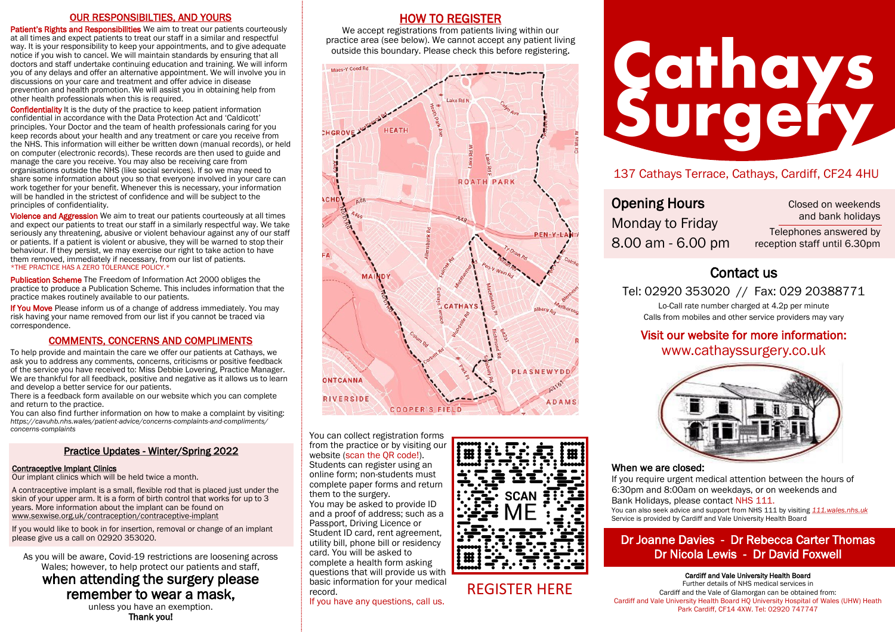## OUR RESPONSIBILTIES, AND YOURS

**Patient's Rights and Responsibilities** We aim to treat our patients courteously at all times and expect patients to treat our staff in a similar and respectful way. It is your responsibility to keep your appointments, and to give adequate notice if you wish to cancel. We will maintain standards by ensuring that all doctors and staff undertake continuing education and training. We will inform you of any delays and offer an alternative appointment. We will involve you in discussions on your care and treatment and offer advice in disease prevention and health promotion. We will assist you in obtaining help from other health professionals when this is required.

**Confidentiality** It is the duty of the practice to keep patient information confidential in accordance with the Data Protection Act and 'Caldicott' principles. Your Doctor and the team of health professionals caring for you keep records about your health and any treatment or care you receive from the NHS. This information will either be written down (manual records), or held on computer (electronic records). These records are then used to guide and manage the care you receive. You may also be receiving care from organisations outside the NHS (like social services). If so we may need to share some information about you so that everyone involved in your care can work together for your benefit. Whenever this is necessary, your information will be handled in the strictest of confidence and will be subject to the principles of confidentiality.

**Violence and Aggression** We aim to treat our patients courteously at all times and expect our patients to treat our staff in a similarly respectful way. We take seriously any threatening, abusive or violent behaviour against any of our staff or patients. If a patient is violent or abusive, they will be warned to stop their behaviour. If they persist, we may exercise our right to take action to have them removed, immediately if necessary, from our list of patients.
*THE PRACTICE HAS A ZERO TOLERANCE POLICY.*

**Publication Scheme** The Freedom of Information Act 2000 obliges the practice to produce a Publication Scheme. This is a guide to the information that the practice makes routinely available to our patients.

**If You Move** Please inform us of a change of address immediately. You may risk having your name removed from our list if you cannot be traced via correspondence.

## COMMENTS, CONCERNS AND COMPLIMENTS

To help provide and maintain the care we offer our patients at Cathays, we ask you to address any comments, concerns, criticisms or positive feedback of the service you have received to: Miss Debbie Lovering, Practice Manager. We are thankful for all feedback, positive and negative as it allows us to learn and develop a better service for our patients.

There is a feedback form available on our website which you can complete and return to the practice.

You can also find further information on how to make a complaint by visiting: *https://cavuhb.nhs.wales/patient-advice/concerns-complaints-and-compliments/concerns-complaints*

## Practice Updates - Winter/Spring 2022

**Contraceptive Implant Clinics**
Our implant clinics which will be held twice a month.

A contraceptive implant is a small, flexible rod that is placed just under the skin of your upper arm. It is a form of birth control that works for up to 3 years. More information about the implant can be found on www.sexwise.org.uk/contraception/contraceptive-implant

If you would like to book in for insertion, removal or change of an implant please give us a call on 02920 353020.

As you will be aware, Covid-19 restrictions are loosening across Wales; however, to help protect our patients and staff,

**when attending the surgery please remember to wear a mask,**

unless you have an exemption.

**Thank you!**

## HOW TO REGISTER

We accept registrations from patients living within our practice area (see below). We cannot accept any patient living outside this boundary. Please check this before registering.

Maes-Y Coed Rd
Lake Rd N
Cefn Ave
HEATH
Heath Park Ave
CHGROVE
Lake Rd W
Lake Rd E
ROATH PARK
ACHDY
A48
A469
A48
PEN-Y-LAN
FA
Allensbank Rd
Fairoak Rd
Ty Draw Rd
Pen-Y-Wain Rd
MAINDY
Cathays Terrace
CATHAYS
Albany Rd
Colum Rd
Richmond Rd
PLASNEWYDD
ONTCANNA
A4161
RIVERSIDE
COOPER'S FIELD
ADAMS

You can collect registration forms from the practice or by visiting our website (scan the QR code!). Students can register using an online form; non-students must complete paper forms and return them to the surgery.

You may be asked to provide ID and a proof of address; such as a Passport, Driving Licence or Student ID card, rent agreement, utility bill, phone bill or residency card. You will be asked to complete a health form asking questions that will provide us with basic information for your medical record.

If you have any questions, call us.

SCAN ME

REGISTER HERE

# Cathays Surgery

137 Cathays Terrace, Cathays, Cardiff, CF24 4HU

**Opening Hours**
Monday to Friday
8.00 am - 6.00 pm

Closed on weekends and bank holidays

Telephones answered by reception staff until 6.30pm

## Contact us

Tel: 02920 353020 // Fax: 029 20388771

Lo-Call rate number charged at 4.2p per minute
Calls from mobiles and other service providers may vary

**Visit our website for more information:**
www.cathayssurgery.co.uk

**When we are closed:**
If you require urgent medical attention between the hours of 6:30pm and 8:00am on weekdays, or on weekends and Bank Holidays, please contact NHS 111.
You can also seek advice and support from NHS 111 by visiting *111.wales.nhs.uk*
Service is provided by Cardiff and Vale University Health Board

**Dr Joanne Davies - Dr Rebecca Carter Thomas**
**Dr Nicola Lewis - Dr David Foxwell**

**Cardiff and Vale University Health Board**
Further details of NHS medical services in Cardiff and the Vale of Glamorgan can be obtained from:
Cardiff and Vale University Health Board HQ University Hospital of Wales (UHW) Heath Park Cardiff, CF14 4XW. Tel: 02920 747747